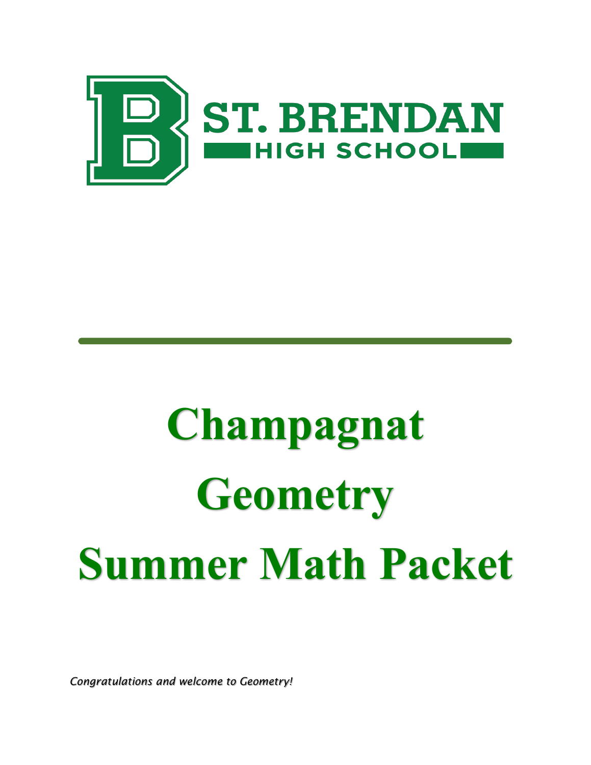ST. BRENDAN HIGH SCHOOL

# Champagnat Geometry Summer Math Packet

*Congratulations and welcome to Geometry!*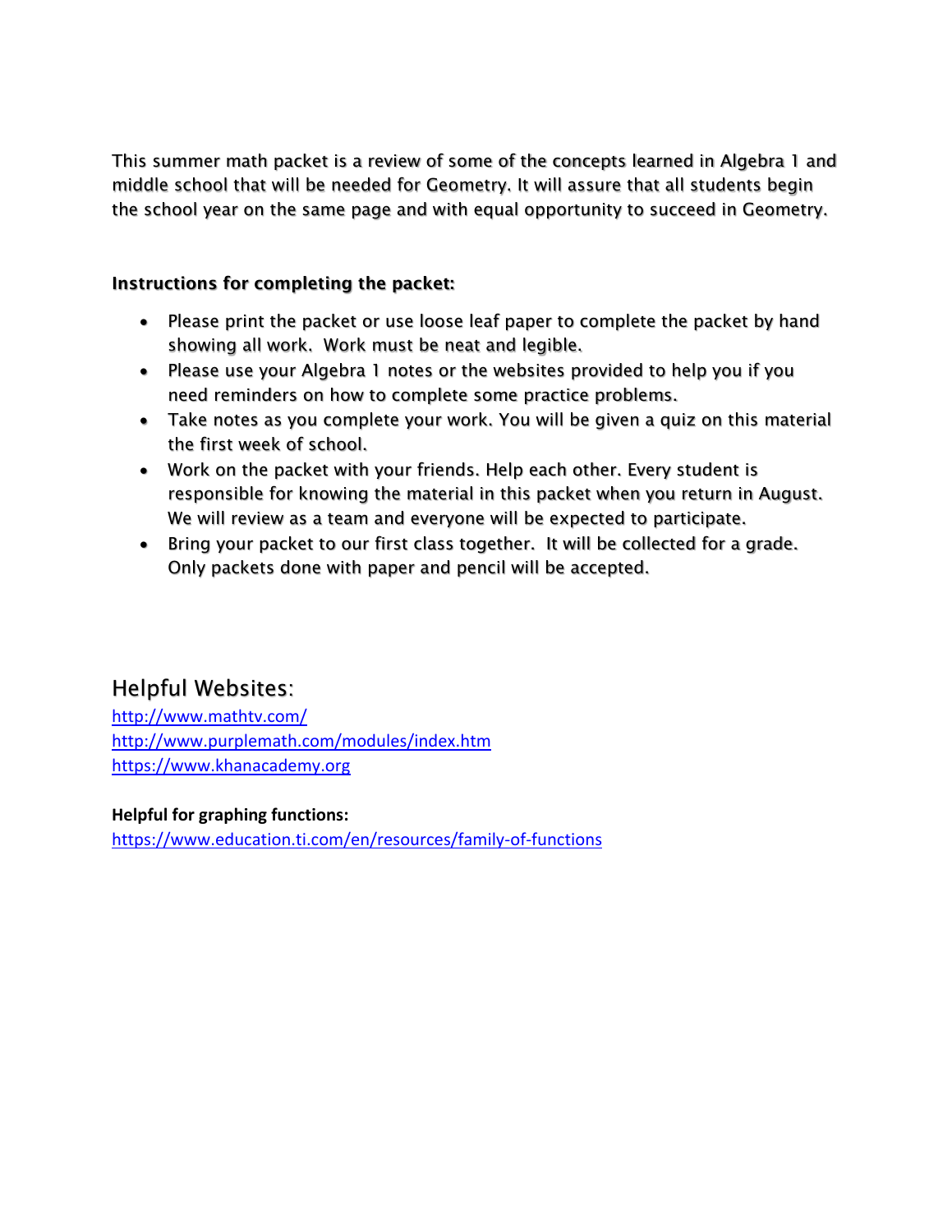This summer math packet is a review of some of the concepts learned in Algebra 1 and middle school that will be needed for Geometry. It will assure that all students begin the school year on the same page and with equal opportunity to succeed in Geometry.

**Instructions for completing the packet:**

- Please print the packet or use loose leaf paper to complete the packet by hand showing all work. Work must be neat and legible.
- Please use your Algebra 1 notes or the websites provided to help you if you need reminders on how to complete some practice problems.
- Take notes as you complete your work. You will be given a quiz on this material the first week of school.
- Work on the packet with your friends. Help each other. Every student is responsible for knowing the material in this packet when you return in August. We will review as a team and everyone will be expected to participate.
- Bring your packet to our first class together. It will be collected for a grade. Only packets done with paper and pencil will be accepted.

## Helpful Websites:

http://www.mathtv.com/
http://www.purplemath.com/modules/index.htm
https://www.khanacademy.org

**Helpful for graphing functions:**

https://www.education.ti.com/en/resources/family-of-functions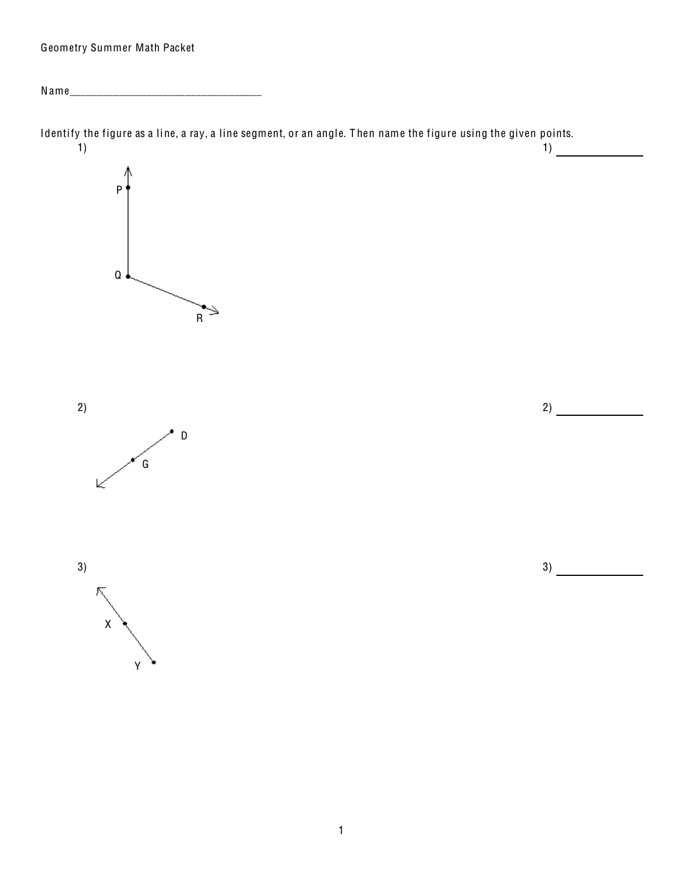Geometry Summer Math Packet

Name________________________________

Identify the figure as a line, a ray, a line segment, or an angle. Then name the figure using the given points.

1) 

P

Q

R

1) ____________

2) 

D

G

2) ____________

3) 

X

Y

3) ____________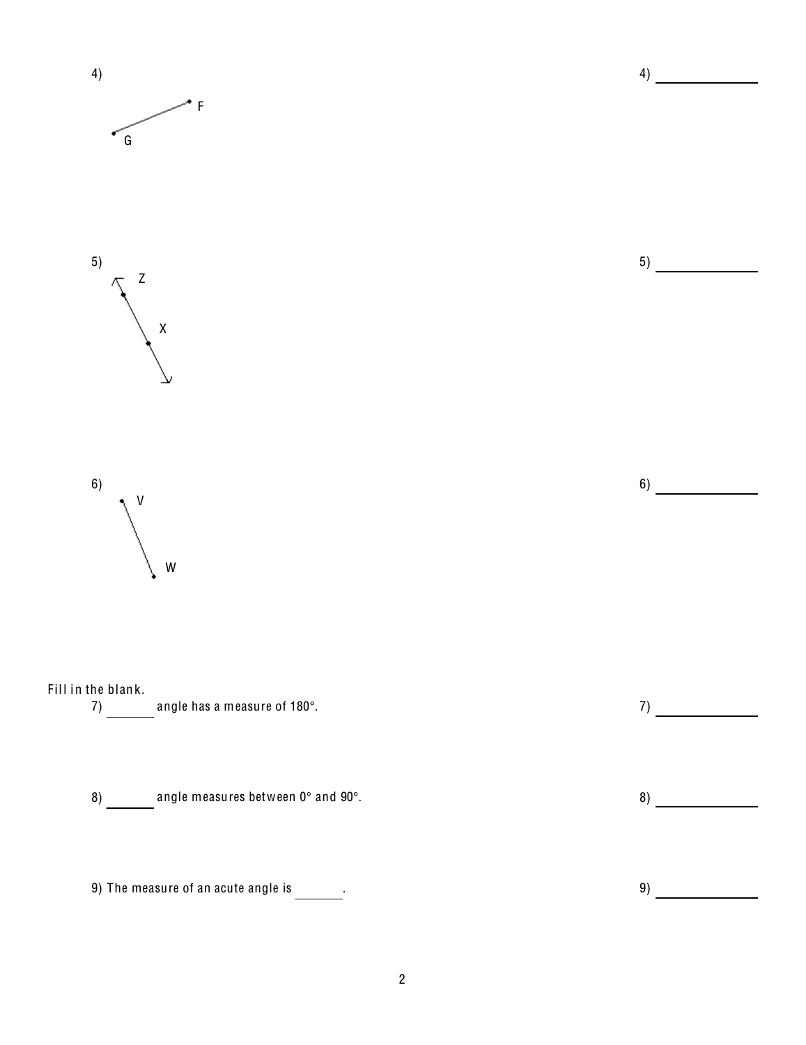4)

F

G

4) ______________

5)

Z

X

5) ______________

6)

V

W

6) ______________

Fill in the blank.

7) _______ angle has a measure of 180°.

7) ______________

8) _______ angle measures between 0° and 90°.

8) ______________

9) The measure of an acute angle is _______.

9) ______________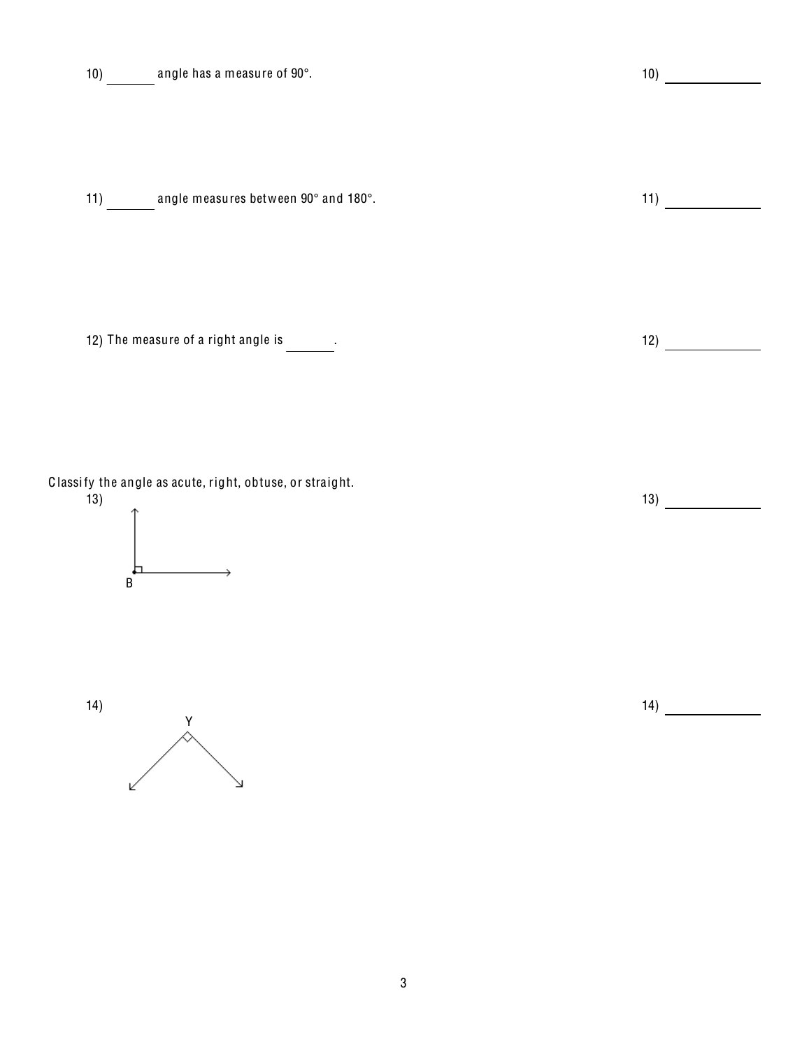10) _______ angle has a measure of 90°. 10) ____________

11) _______ angle measures between 90° and 180°. 11) ____________

12) The measure of a right angle is _______. 12) ____________

Classify the angle as acute, right, obtuse, or straight.

13) 13) ____________

B

14) 14) ____________

Y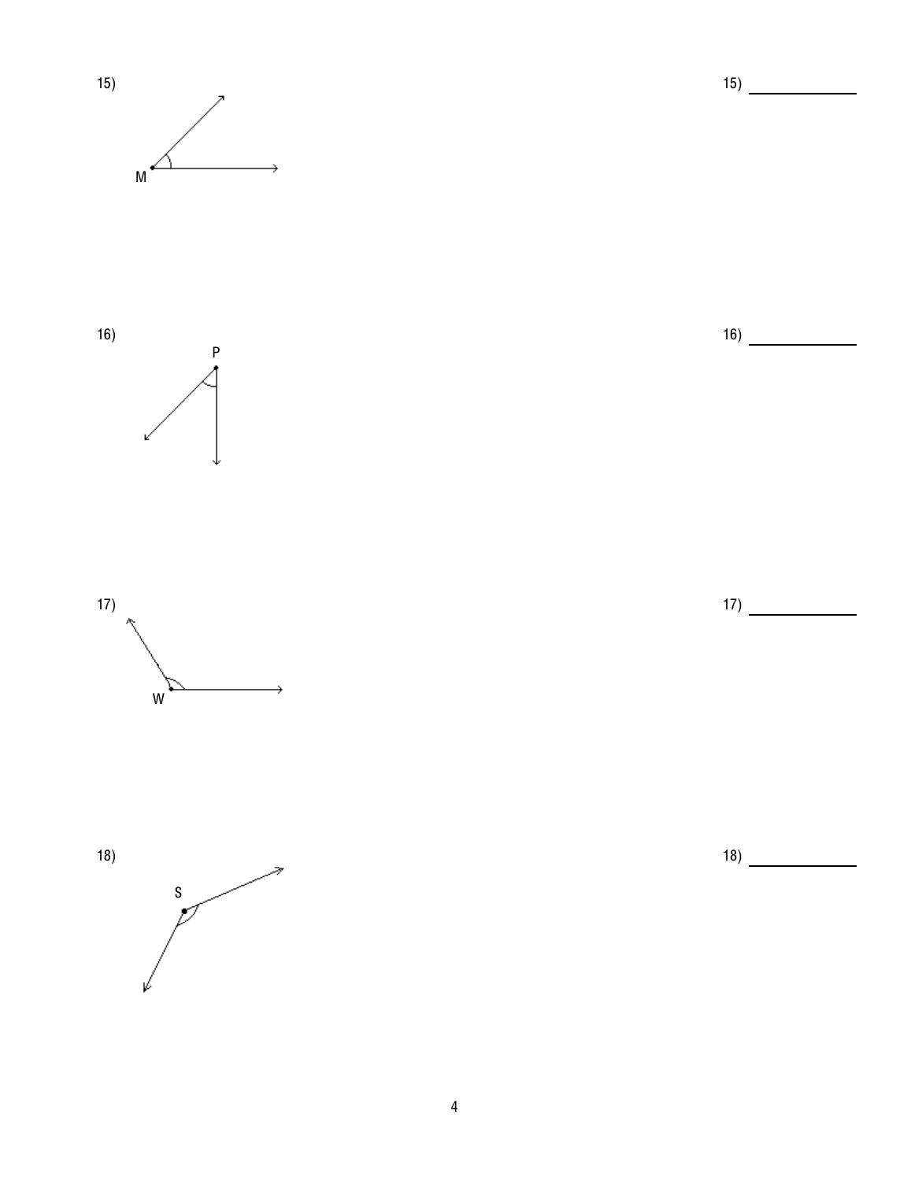15)

M

15) ____________

16)

P

16) ____________

17)

W

17) ____________

18)

S

18) ____________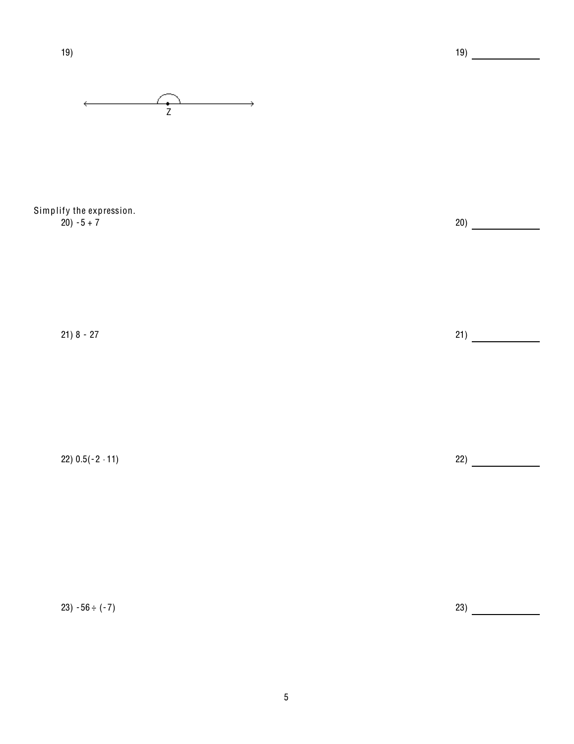19)

19) ____________

Z

Simplify the expression.

20) $-5 + 7$

20) ____________

21) $8 - 27$

21) ____________

22) $0.5(-2 \cdot 11)$

22) ____________

23) $-56 \div (-7)$

23) ____________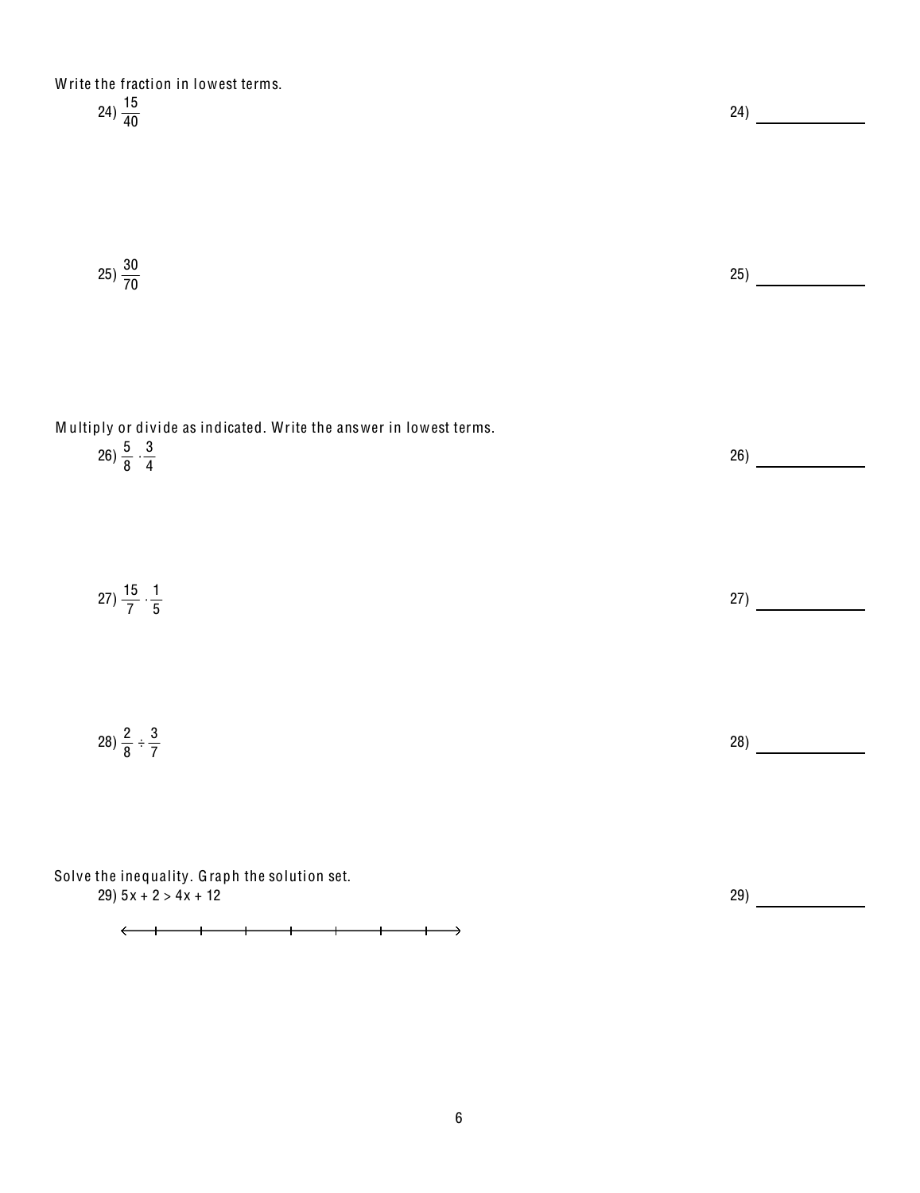Write the fraction in lowest terms.

24) $\frac{15}{40}$

24) ____________

25) $\frac{30}{70}$

25) ____________

Multiply or divide as indicated. Write the answer in lowest terms.

26) $\frac{5}{8} \cdot \frac{3}{4}$

26) ____________

27) $\frac{15}{7} \cdot \frac{1}{5}$

27) ____________

28) $\frac{2}{8} \div \frac{3}{7}$

28) ____________

Solve the inequality. Graph the solution set.

29) $5x + 2 > 4x + 12$

29) ____________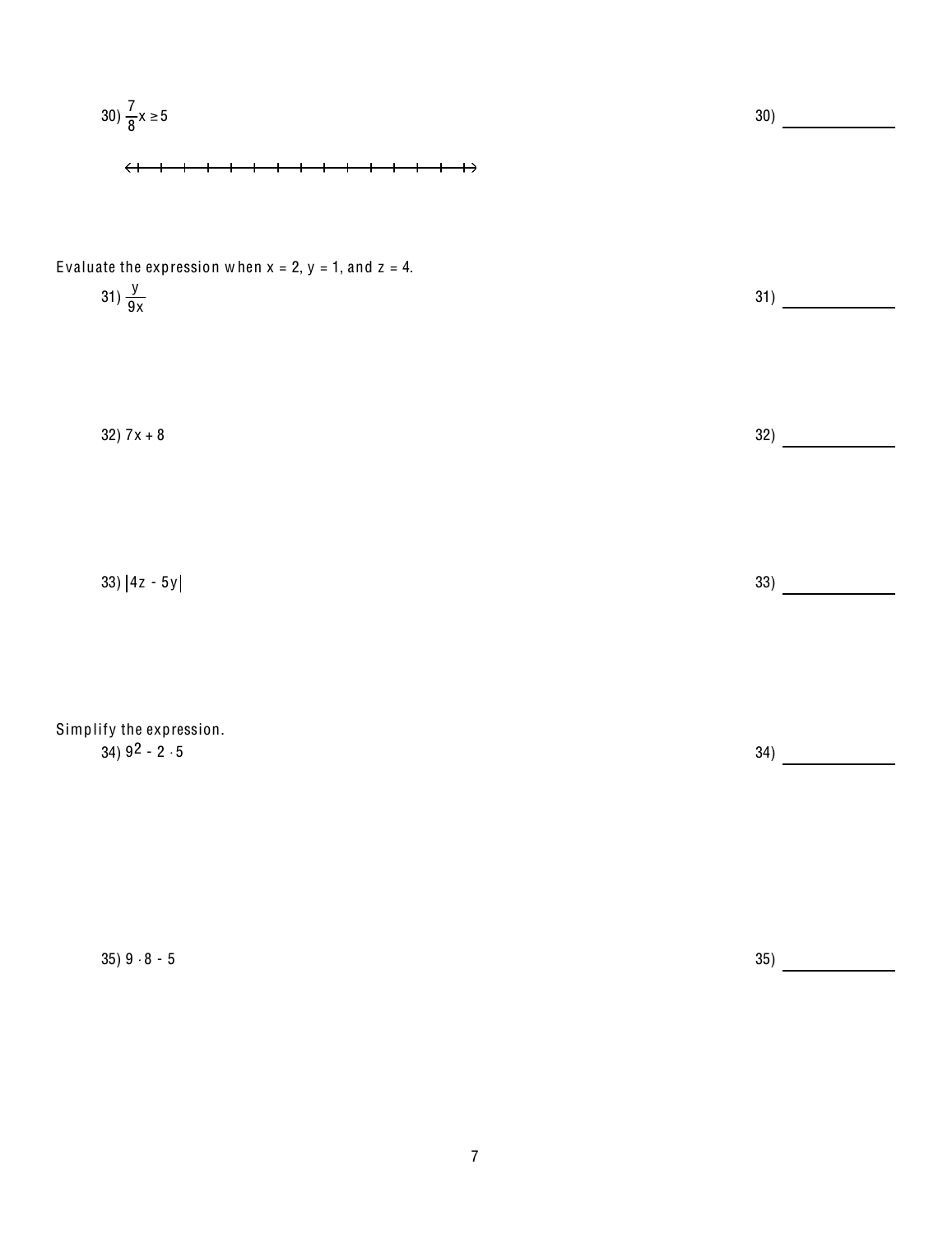30) $\frac{7}{8}x \geq 5$ 30) ______________

Evaluate the expression when $x = 2$, $y = 1$, and $z = 4$.

31) $\frac{y}{9x}$ 31) ______________

32) $7x + 8$ 32) ______________

33) $|4z - 5y|$ 33) ______________

Simplify the expression.

34) $9^2 - 2 \cdot 5$ 34) ______________

35) $9 \cdot 8 - 5$ 35) ______________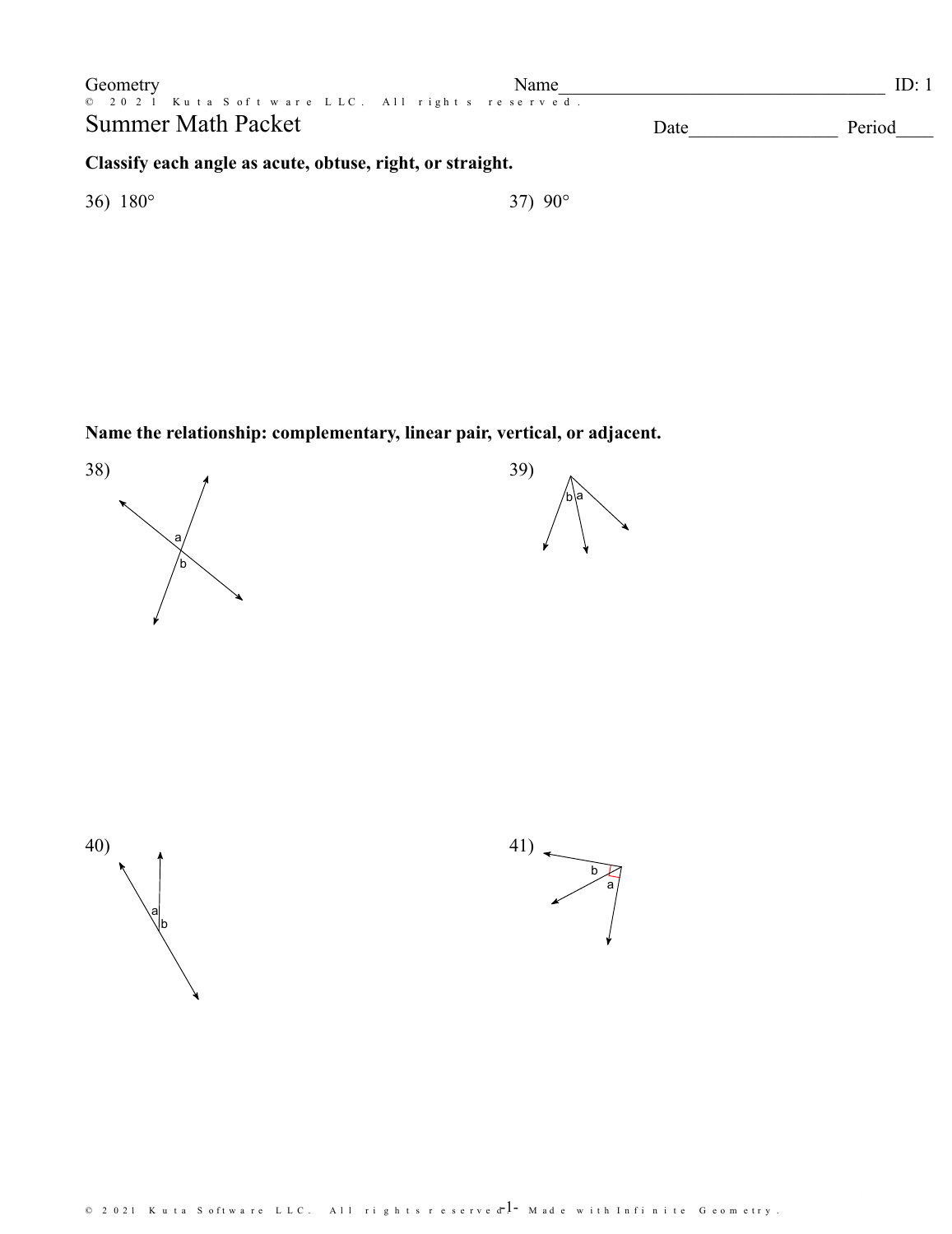Geometry

Summer Math Packet

Name\_\_\_\_\_\_\_\_\_\_\_\_\_\_\_\_\_\_\_\_\_\_\_\_\_\_\_\_\_\_\_\_\_\_\_\_ ID: 1

Date\_\_\_\_\_\_\_\_\_\_\_\_\_\_\_\_ Period\_\_\_\_

**Classify each angle as acute, obtuse, right, or straight.**

36) $180°$

37) $90°$

**Name the relationship: complementary, linear pair, vertical, or adjacent.**

38)

39)

40)

41)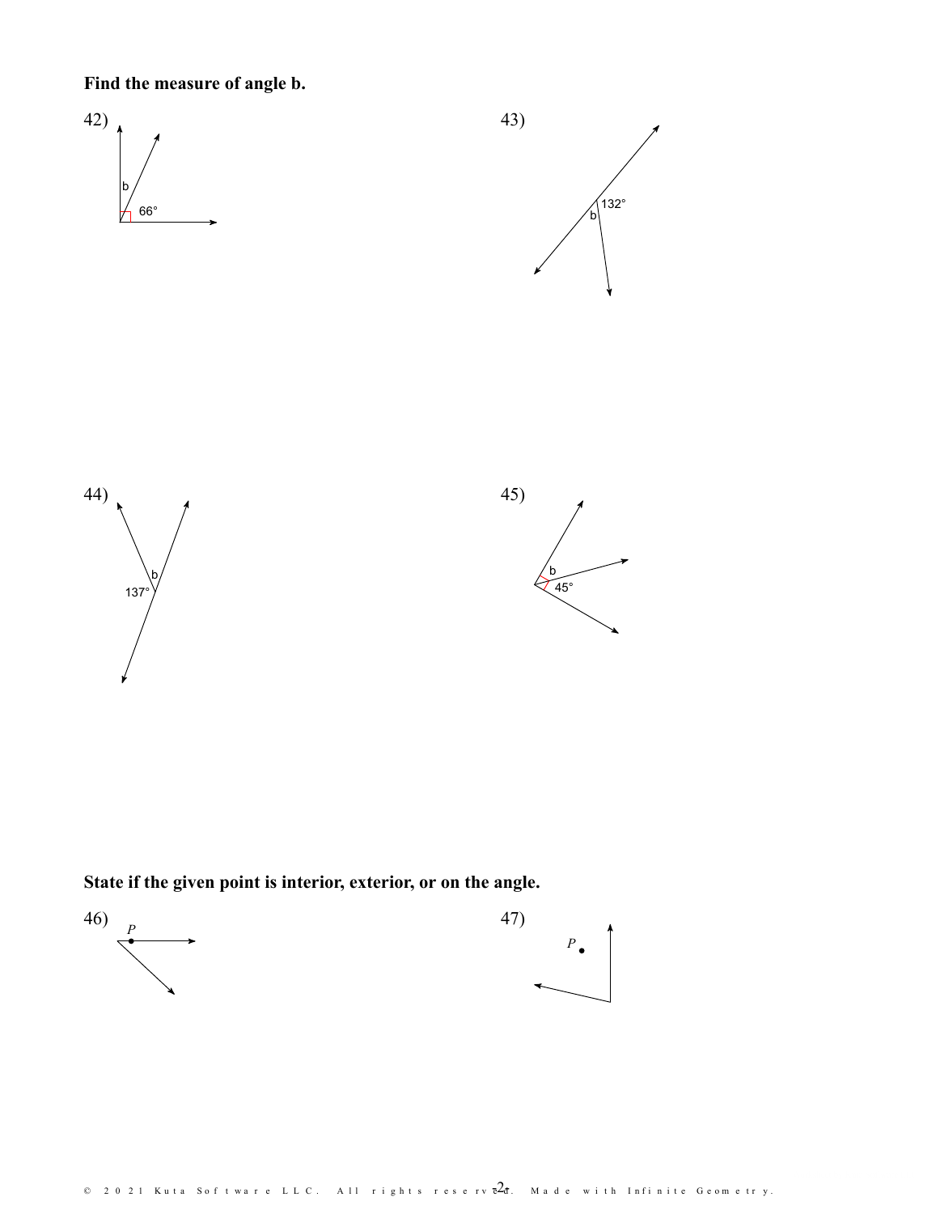**Find the measure of angle b.**

42)

b

66°

43)

132°

b

44)

b

137°

45)

b

45°

**State if the given point is interior, exterior, or on the angle.**

46)

*P*

47)

*P*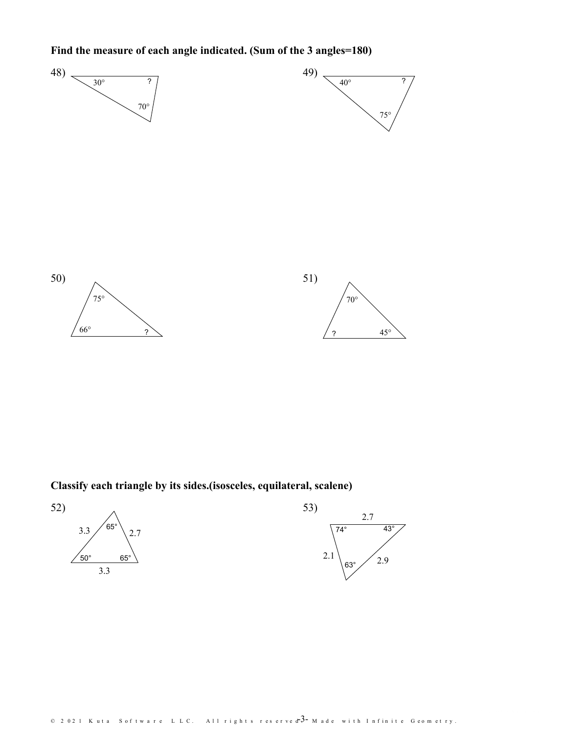**Find the measure of each angle indicated. (Sum of the 3 angles=180)**

48) 30°, ?, 70°

49) 40°, ?, 75°

50) 75°, 66°, ?

51) 70°, ?, 45°

**Classify each triangle by its sides.(isosceles, equilateral, scalene)**

52) 3.3, 2.7, 3.3; 65°, 50°, 65°

53) 2.7, 2.1, 2.9; 74°, 43°, 63°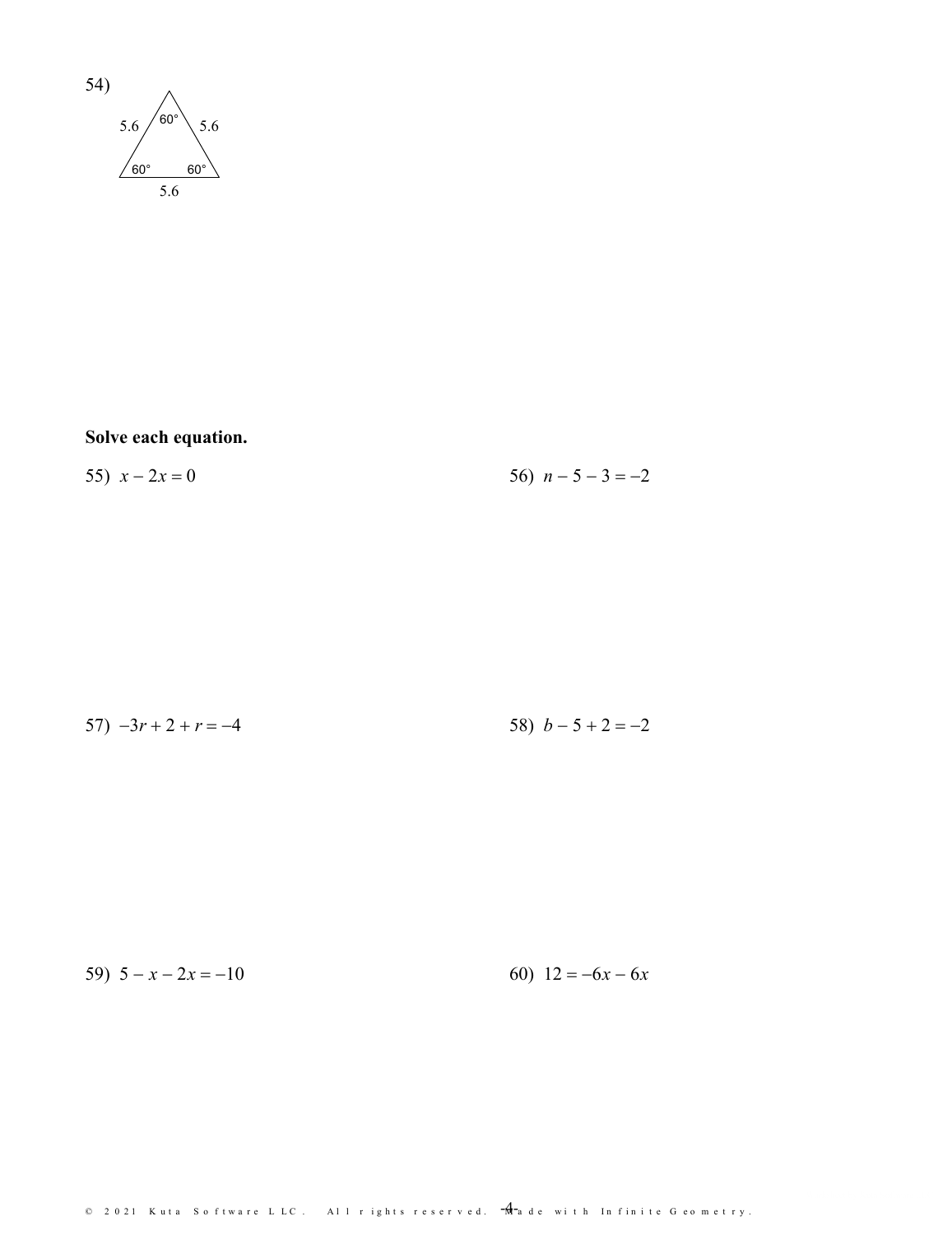54)

5.6, 5.6, 5.6; 60°, 60°, 60°

**Solve each equation.**

55) $x - 2x = 0$

56) $n - 5 - 3 = -2$

57) $-3r + 2 + r = -4$

58) $b - 5 + 2 = -2$

59) $5 - x - 2x = -10$

60) $12 = -6x - 6x$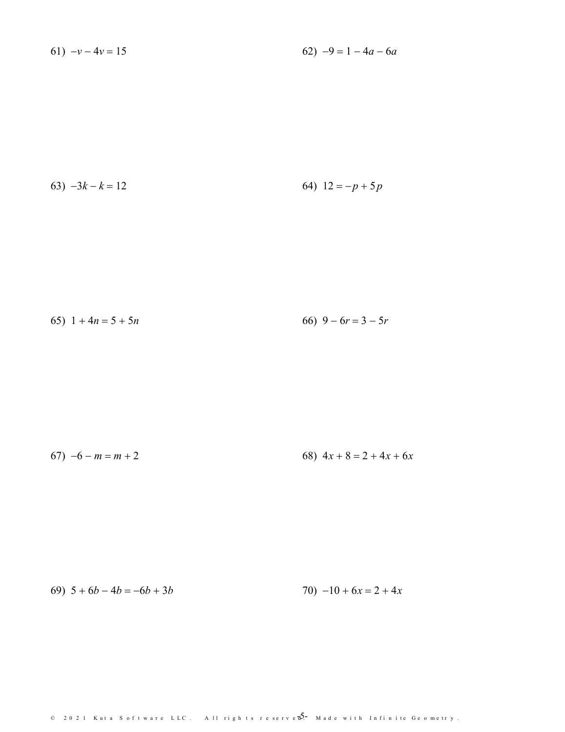61) $-v - 4v = 15$

62) $-9 = 1 - 4a - 6a$

63) $-3k - k = 12$

64) $12 = -p + 5p$

65) $1 + 4n = 5 + 5n$

66) $9 - 6r = 3 - 5r$

67) $-6 - m = m + 2$

68) $4x + 8 = 2 + 4x + 6x$

69) $5 + 6b - 4b = -6b + 3b$

70) $-10 + 6x = 2 + 4x$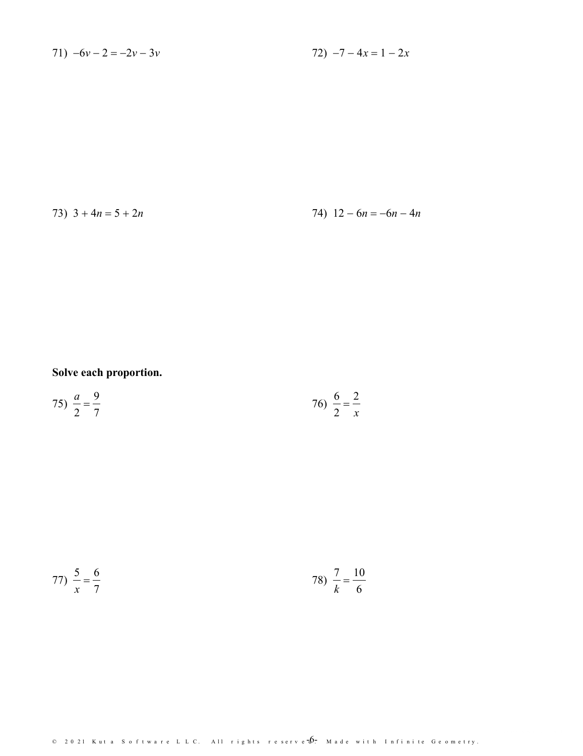71) $-6v - 2 = -2v - 3v$

72) $-7 - 4x = 1 - 2x$

73) $3 + 4n = 5 + 2n$

74) $12 - 6n = -6n - 4n$

**Solve each proportion.**

75) $\frac{a}{2} = \frac{9}{7}$

76) $\frac{6}{2} = \frac{2}{x}$

77) $\frac{5}{x} = \frac{6}{7}$

78) $\frac{7}{k} = \frac{10}{6}$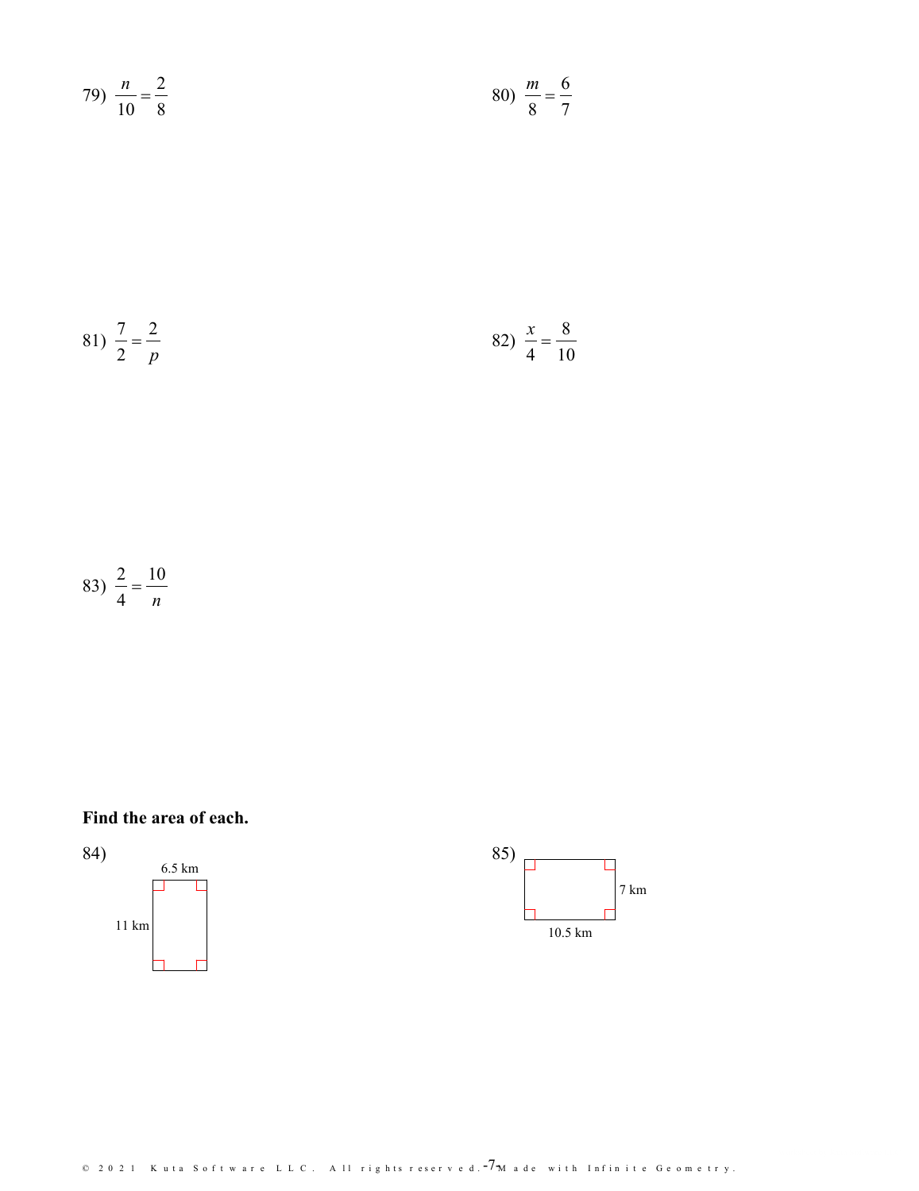79) $\frac{n}{10} = \frac{2}{8}$

80) $\frac{m}{8} = \frac{6}{7}$

81) $\frac{7}{2} = \frac{2}{p}$

82) $\frac{x}{4} = \frac{8}{10}$

83) $\frac{2}{4} = \frac{10}{n}$

**Find the area of each.**

84)

6.5 km

11 km

85)

7 km

10.5 km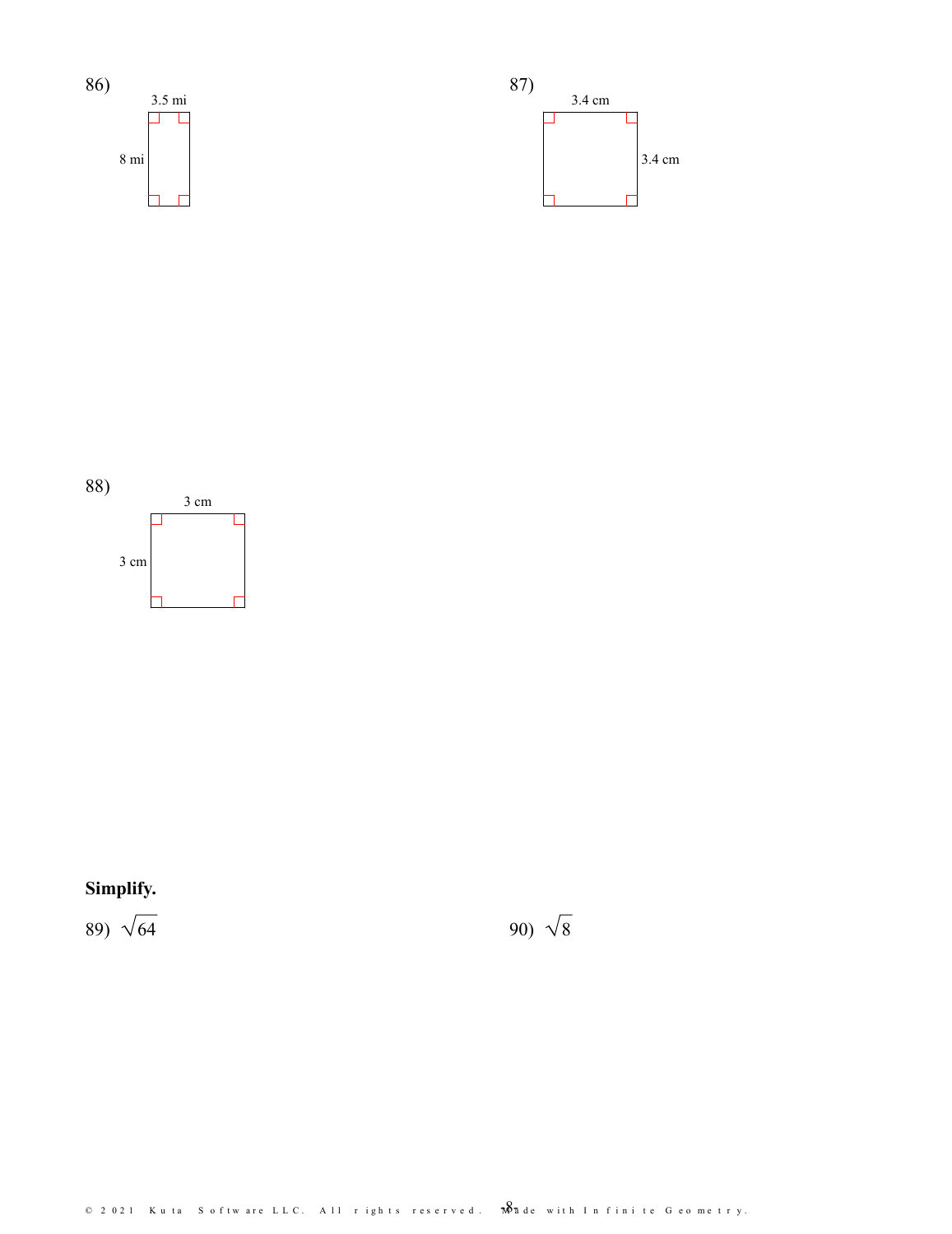86)

3.5 mi

8 mi

87)

3.4 cm

3.4 cm

88)

3 cm

3 cm

**Simplify.**

89) $\sqrt{64}$

90) $\sqrt{8}$